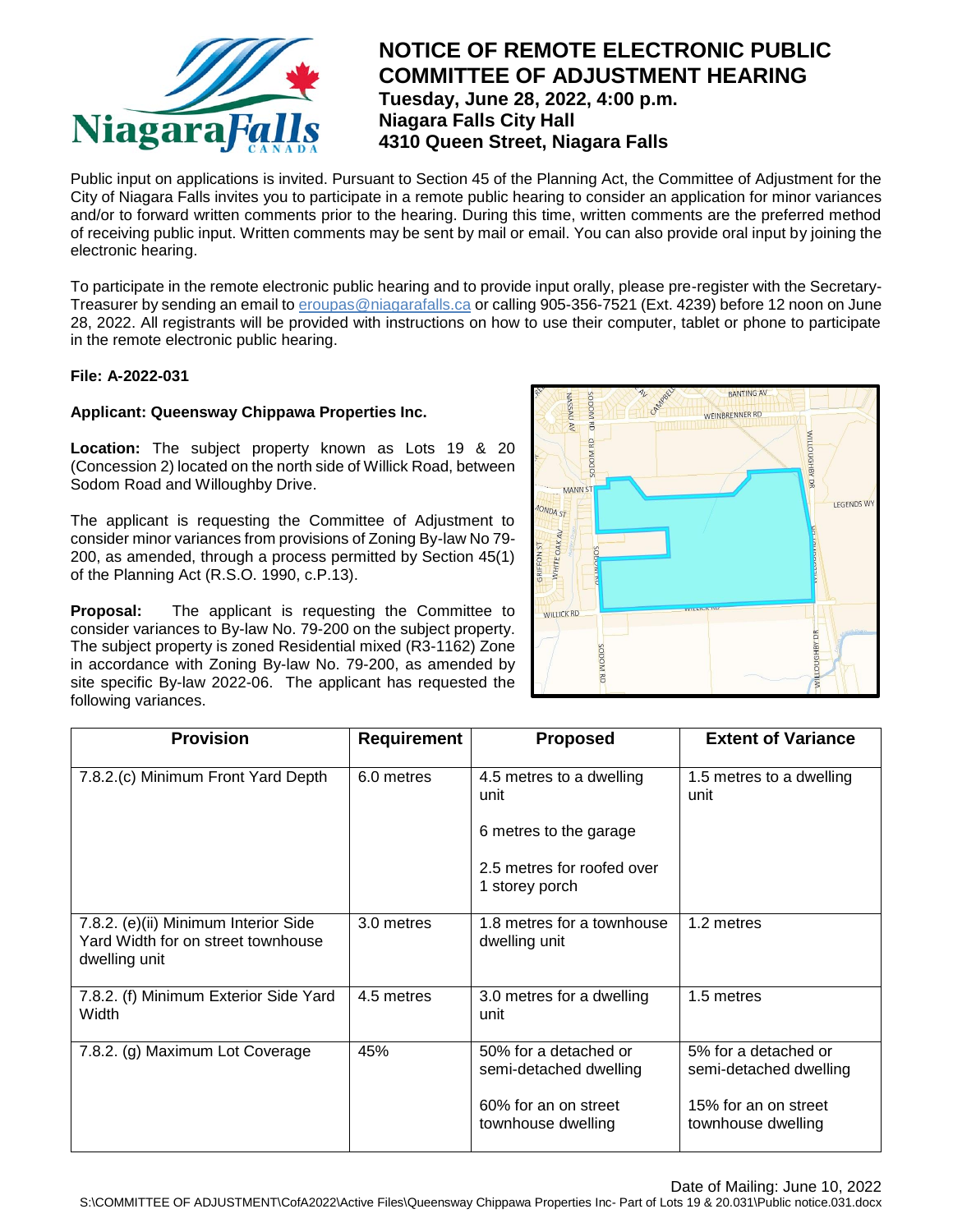# NOTICE OF REMOTE ELECTRONIC PUBLIC COMMITTEE OF ADJUSTMENT HEARING

**Tuesday, June 28, 2022, 4:00 p.m.**
**Niagara Falls City Hall**
**4310 Queen Street, Niagara Falls**

Public input on applications is invited. Pursuant to Section 45 of the Planning Act, the Committee of Adjustment for the City of Niagara Falls invites you to participate in a remote public hearing to consider an application for minor variances and/or to forward written comments prior to the hearing. During this time, written comments are the preferred method of receiving public input. Written comments may be sent by mail or email. You can also provide oral input by joining the electronic hearing.

To participate in the remote electronic public hearing and to provide input orally, please pre-register with the Secretary-Treasurer by sending an email to eroupas@niagarafalls.ca or calling 905-356-7521 (Ext. 4239) before 12 noon on June 28, 2022. All registrants will be provided with instructions on how to use their computer, tablet or phone to participate in the remote electronic public hearing.

**File: A-2022-031**

**Applicant: Queensway Chippawa Properties Inc.**

**Location:** The subject property known as Lots 19 & 20 (Concession 2) located on the north side of Willick Road, between Sodom Road and Willoughby Drive.

The applicant is requesting the Committee of Adjustment to consider minor variances from provisions of Zoning By-law No 79-200, as amended, through a process permitted by Section 45(1) of the Planning Act (R.S.O. 1990, c.P.13).

**Proposal:** The applicant is requesting the Committee to consider variances to By-law No. 79-200 on the subject property. The subject property is zoned Residential mixed (R3-1162) Zone in accordance with Zoning By-law No. 79-200, as amended by site specific By-law 2022-06. The applicant has requested the following variances.

| Provision | Requirement | Proposed | Extent of Variance |
|---|---|---|---|
| 7.8.2.(c) Minimum Front Yard Depth | 6.0 metres | 4.5 metres to a dwelling unit<br><br>6 metres to the garage<br><br>2.5 metres for roofed over 1 storey porch | 1.5 metres to a dwelling unit |
| 7.8.2. (e)(ii) Minimum Interior Side Yard Width for on street townhouse dwelling unit | 3.0 metres | 1.8 metres for a townhouse dwelling unit | 1.2 metres |
| 7.8.2. (f) Minimum Exterior Side Yard Width | 4.5 metres | 3.0 metres for a dwelling unit | 1.5 metres |
| 7.8.2. (g) Maximum Lot Coverage | 45% | 50% for a detached or semi-detached dwelling<br><br>60% for an on street townhouse dwelling | 5% for a detached or semi-detached dwelling<br><br>15% for an on street townhouse dwelling |

Date of Mailing: June 10, 2022

S:\COMMITTEE OF ADJUSTMENT\CofA2022\Active Files\Queensway Chippawa Properties Inc- Part of Lots 19 & 20.031\Public notice.031.docx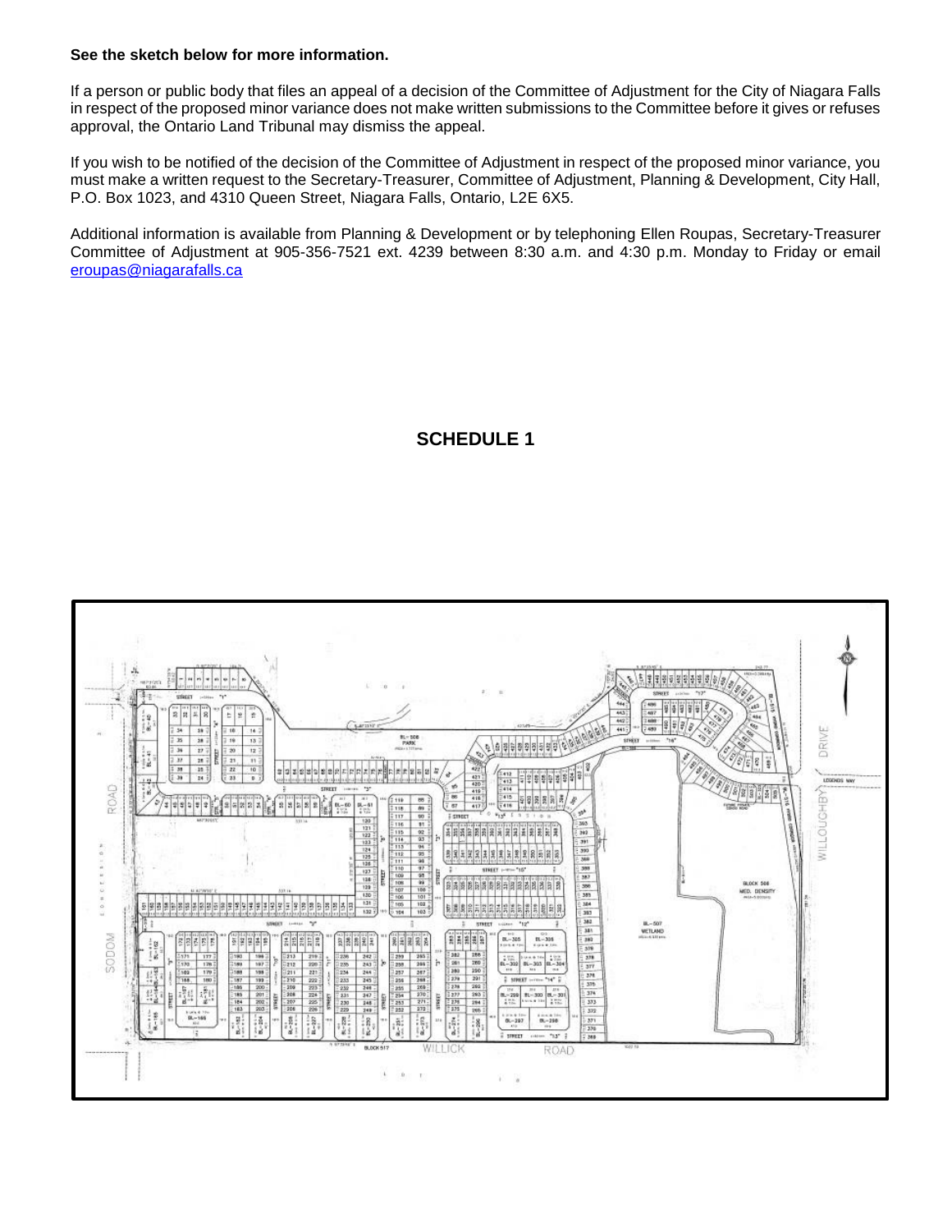**See the sketch below for more information.**

If a person or public body that files an appeal of a decision of the Committee of Adjustment for the City of Niagara Falls in respect of the proposed minor variance does not make written submissions to the Committee before it gives or refuses approval, the Ontario Land Tribunal may dismiss the appeal.

If you wish to be notified of the decision of the Committee of Adjustment in respect of the proposed minor variance, you must make a written request to the Secretary-Treasurer, Committee of Adjustment, Planning & Development, City Hall, P.O. Box 1023, and 4310 Queen Street, Niagara Falls, Ontario, L2E 6X5.

Additional information is available from Planning & Development or by telephoning Ellen Roupas, Secretary-Treasurer Committee of Adjustment at 905-356-7521 ext. 4239 between 8:30 a.m. and 4:30 p.m. Monday to Friday or email [eroupas@niagarafalls.ca](mailto:eroupas@niagarafalls.ca)

## SCHEDULE 1